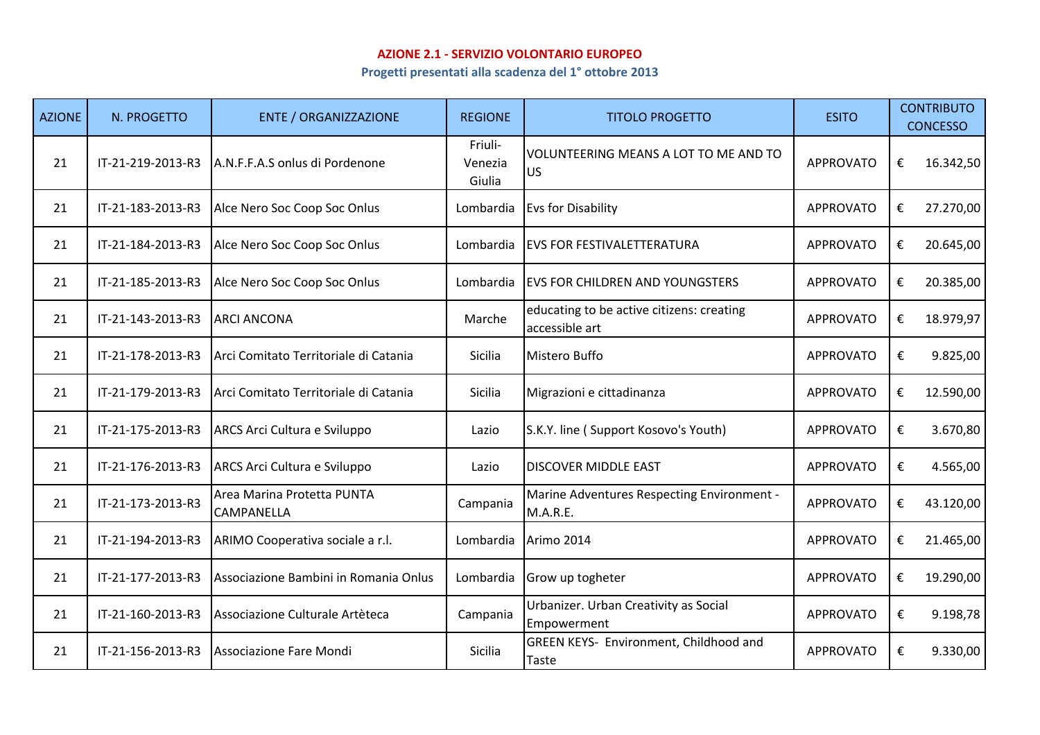## AZIONE 2.1 - SERVIZIO VOLONTARIO EUROPEO

### Progetti presentati alla scadenza del 1° ottobre 2013

| AZIONE | N. PROGETTO | ENTE / ORGANIZZAZIONE | REGIONE | TITOLO PROGETTO | ESITO | CONTRIBUTO CONCESSO |
|---|---|---|---|---|---|---|
| 21 | IT-21-219-2013-R3 | A.N.F.F.A.S onlus di Pordenone | Friuli-Venezia Giulia | VOLUNTEERING MEANS A LOT TO ME AND TO US | APPROVATO | € 16.342,50 |
| 21 | IT-21-183-2013-R3 | Alce Nero Soc Coop Soc Onlus | Lombardia | Evs for Disability | APPROVATO | € 27.270,00 |
| 21 | IT-21-184-2013-R3 | Alce Nero Soc Coop Soc Onlus | Lombardia | EVS FOR FESTIVALETTERATURA | APPROVATO | € 20.645,00 |
| 21 | IT-21-185-2013-R3 | Alce Nero Soc Coop Soc Onlus | Lombardia | EVS FOR CHILDREN AND YOUNGSTERS | APPROVATO | € 20.385,00 |
| 21 | IT-21-143-2013-R3 | ARCI ANCONA | Marche | educating to be active citizens: creating accessible art | APPROVATO | € 18.979,97 |
| 21 | IT-21-178-2013-R3 | Arci Comitato Territoriale di Catania | Sicilia | Mistero Buffo | APPROVATO | € 9.825,00 |
| 21 | IT-21-179-2013-R3 | Arci Comitato Territoriale di Catania | Sicilia | Migrazioni e cittadinanza | APPROVATO | € 12.590,00 |
| 21 | IT-21-175-2013-R3 | ARCS Arci Cultura e Sviluppo | Lazio | S.K.Y. line ( Support Kosovo's Youth) | APPROVATO | € 3.670,80 |
| 21 | IT-21-176-2013-R3 | ARCS Arci Cultura e Sviluppo | Lazio | DISCOVER MIDDLE EAST | APPROVATO | € 4.565,00 |
| 21 | IT-21-173-2013-R3 | Area Marina Protetta PUNTA CAMPANELLA | Campania | Marine Adventures Respecting Environment - M.A.R.E. | APPROVATO | € 43.120,00 |
| 21 | IT-21-194-2013-R3 | ARIMO Cooperativa sociale a r.l. | Lombardia | Arimo 2014 | APPROVATO | € 21.465,00 |
| 21 | IT-21-177-2013-R3 | Associazione Bambini in Romania Onlus | Lombardia | Grow up togheter | APPROVATO | € 19.290,00 |
| 21 | IT-21-160-2013-R3 | Associazione Culturale Artèteca | Campania | Urbanizer. Urban Creativity as Social Empowerment | APPROVATO | € 9.198,78 |
| 21 | IT-21-156-2013-R3 | Associazione Fare Mondi | Sicilia | GREEN KEYS- Environment, Childhood and Taste | APPROVATO | € 9.330,00 |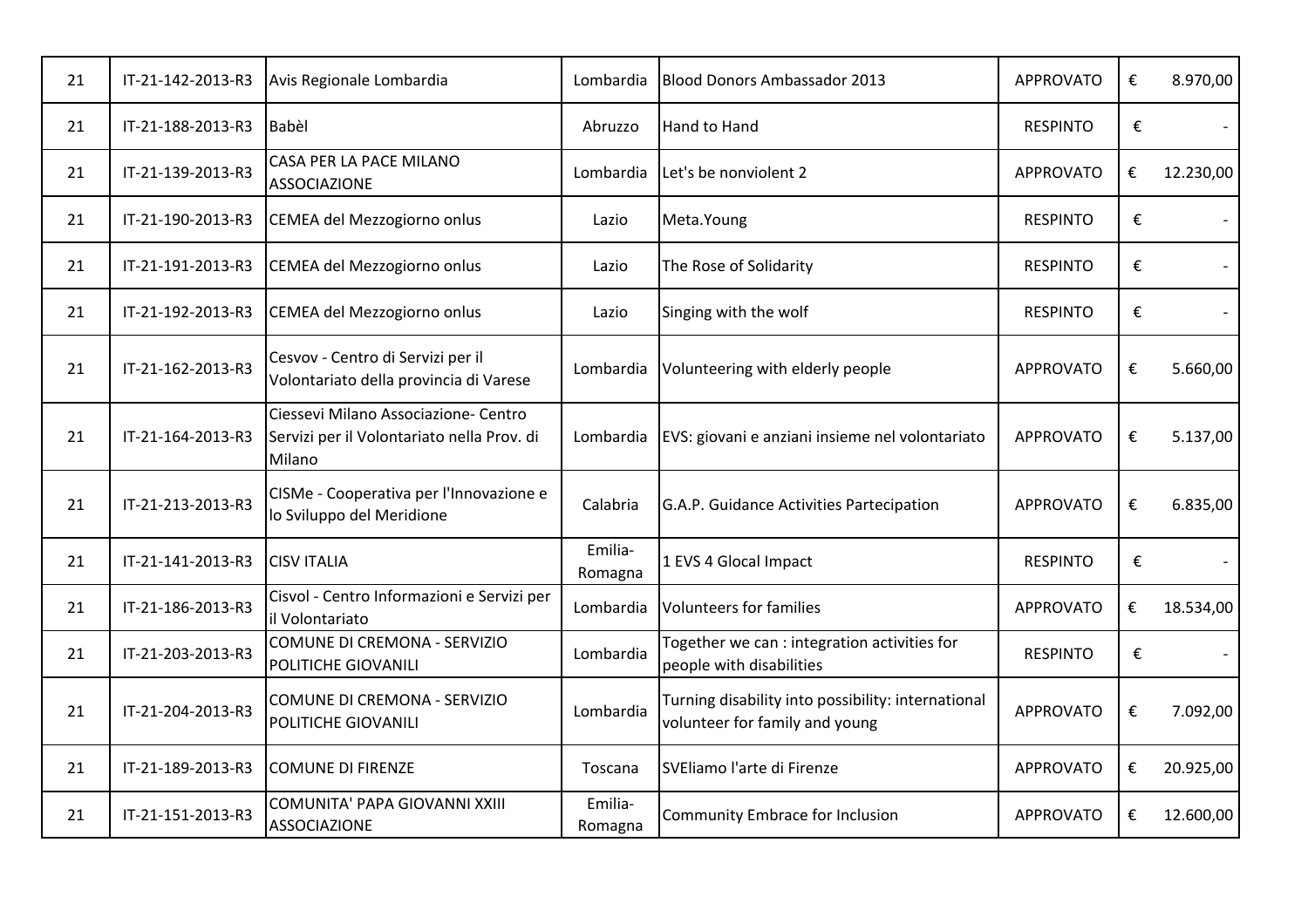| | | | | | | | |
|---|---|---|---|---|---|---|---|
| 21 | IT-21-142-2013-R3 | Avis Regionale Lombardia | Lombardia | Blood Donors Ambassador 2013 | APPROVATO | € | 8.970,00 |
| 21 | IT-21-188-2013-R3 | Babèl | Abruzzo | Hand to Hand | RESPINTO | € | - |
| 21 | IT-21-139-2013-R3 | CASA PER LA PACE MILANO ASSOCIAZIONE | Lombardia | Let's be nonviolent 2 | APPROVATO | € | 12.230,00 |
| 21 | IT-21-190-2013-R3 | CEMEA del Mezzogiorno onlus | Lazio | Meta.Young | RESPINTO | € | - |
| 21 | IT-21-191-2013-R3 | CEMEA del Mezzogiorno onlus | Lazio | The Rose of Solidarity | RESPINTO | € | - |
| 21 | IT-21-192-2013-R3 | CEMEA del Mezzogiorno onlus | Lazio | Singing with the wolf | RESPINTO | € | - |
| 21 | IT-21-162-2013-R3 | Cesvov - Centro di Servizi per il Volontariato della provincia di Varese | Lombardia | Volunteering with elderly people | APPROVATO | € | 5.660,00 |
| 21 | IT-21-164-2013-R3 | Ciessevi Milano Associazione- Centro Servizi per il Volontariato nella Prov. di Milano | Lombardia | EVS: giovani e anziani insieme nel volontariato | APPROVATO | € | 5.137,00 |
| 21 | IT-21-213-2013-R3 | CISMe - Cooperativa per l'Innovazione e lo Sviluppo del Meridione | Calabria | G.A.P. Guidance Activities Partecipation | APPROVATO | € | 6.835,00 |
| 21 | IT-21-141-2013-R3 | CISV ITALIA | Emilia-Romagna | 1 EVS 4 Glocal Impact | RESPINTO | € | - |
| 21 | IT-21-186-2013-R3 | Cisvol - Centro Informazioni e Servizi per il Volontariato | Lombardia | Volunteers for families | APPROVATO | € | 18.534,00 |
| 21 | IT-21-203-2013-R3 | COMUNE DI CREMONA - SERVIZIO POLITICHE GIOVANILI | Lombardia | Together we can : integration activities for people with disabilities | RESPINTO | € | - |
| 21 | IT-21-204-2013-R3 | COMUNE DI CREMONA - SERVIZIO POLITICHE GIOVANILI | Lombardia | Turning disability into possibility: international volunteer for family and young | APPROVATO | € | 7.092,00 |
| 21 | IT-21-189-2013-R3 | COMUNE DI FIRENZE | Toscana | SVEliamo l'arte di Firenze | APPROVATO | € | 20.925,00 |
| 21 | IT-21-151-2013-R3 | COMUNITA' PAPA GIOVANNI XXIII ASSOCIAZIONE | Emilia-Romagna | Community Embrace for Inclusion | APPROVATO | € | 12.600,00 |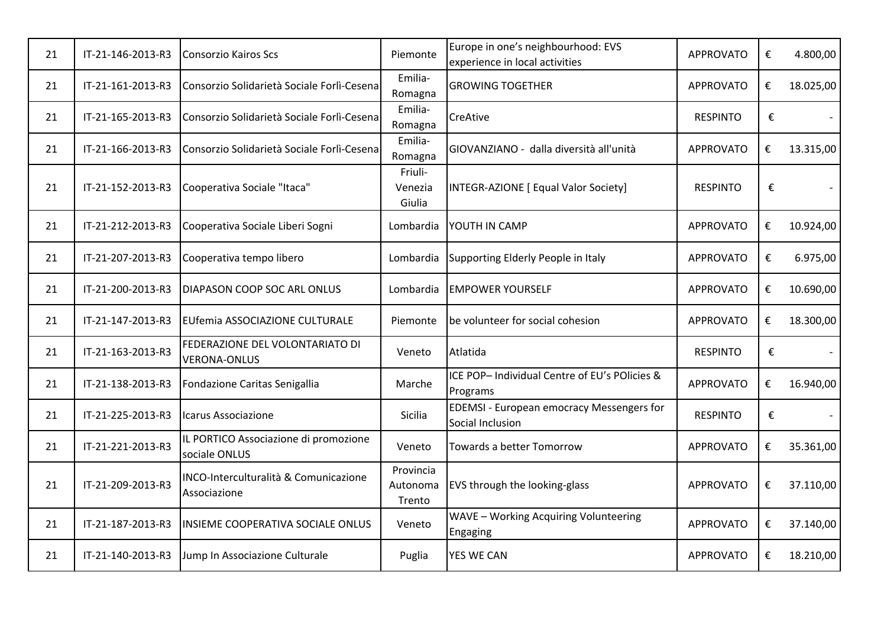| 21 | IT-21-146-2013-R3 | Consorzio Kairos Scs | Piemonte | Europe in one's neighbourhood: EVS experience in local activities | APPROVATO | € | 4.800,00 |
|---|---|---|---|---|---|---|---|
| 21 | IT-21-161-2013-R3 | Consorzio Solidarietà Sociale Forlì-Cesena | Emilia-Romagna | GROWING TOGETHER | APPROVATO | € | 18.025,00 |
| 21 | IT-21-165-2013-R3 | Consorzio Solidarietà Sociale Forlì-Cesena | Emilia-Romagna | CreAtive | RESPINTO | € | - |
| 21 | IT-21-166-2013-R3 | Consorzio Solidarietà Sociale Forlì-Cesena | Emilia-Romagna | GIOVANZIANO - dalla diversità all'unità | APPROVATO | € | 13.315,00 |
| 21 | IT-21-152-2013-R3 | Cooperativa Sociale "Itaca" | Friuli-Venezia Giulia | INTEGR-AZIONE [ Equal Valor Society] | RESPINTO | € | - |
| 21 | IT-21-212-2013-R3 | Cooperativa Sociale Liberi Sogni | Lombardia | YOUTH IN CAMP | APPROVATO | € | 10.924,00 |
| 21 | IT-21-207-2013-R3 | Cooperativa tempo libero | Lombardia | Supporting Elderly People in Italy | APPROVATO | € | 6.975,00 |
| 21 | IT-21-200-2013-R3 | DIAPASON COOP SOC ARL ONLUS | Lombardia | EMPOWER YOURSELF | APPROVATO | € | 10.690,00 |
| 21 | IT-21-147-2013-R3 | EUfemia ASSOCIAZIONE CULTURALE | Piemonte | be volunteer for social cohesion | APPROVATO | € | 18.300,00 |
| 21 | IT-21-163-2013-R3 | FEDERAZIONE DEL VOLONTARIATO DI VERONA-ONLUS | Veneto | Atlatida | RESPINTO | € | - |
| 21 | IT-21-138-2013-R3 | Fondazione Caritas Senigallia | Marche | ICE POP– Individual Centre of EU's POlicies & Programs | APPROVATO | € | 16.940,00 |
| 21 | IT-21-225-2013-R3 | Icarus Associazione | Sicilia | EDEMSI - European emocracy Messengers for Social Inclusion | RESPINTO | € | - |
| 21 | IT-21-221-2013-R3 | IL PORTICO Associazione di promozione sociale ONLUS | Veneto | Towards a better Tomorrow | APPROVATO | € | 35.361,00 |
| 21 | IT-21-209-2013-R3 | INCO-Interculturalità & Comunicazione Associazione | Provincia Autonoma Trento | EVS through the looking-glass | APPROVATO | € | 37.110,00 |
| 21 | IT-21-187-2013-R3 | INSIEME COOPERATIVA SOCIALE ONLUS | Veneto | WAVE – Working Acquiring Volunteering Engaging | APPROVATO | € | 37.140,00 |
| 21 | IT-21-140-2013-R3 | Jump In Associazione Culturale | Puglia | YES WE CAN | APPROVATO | € | 18.210,00 |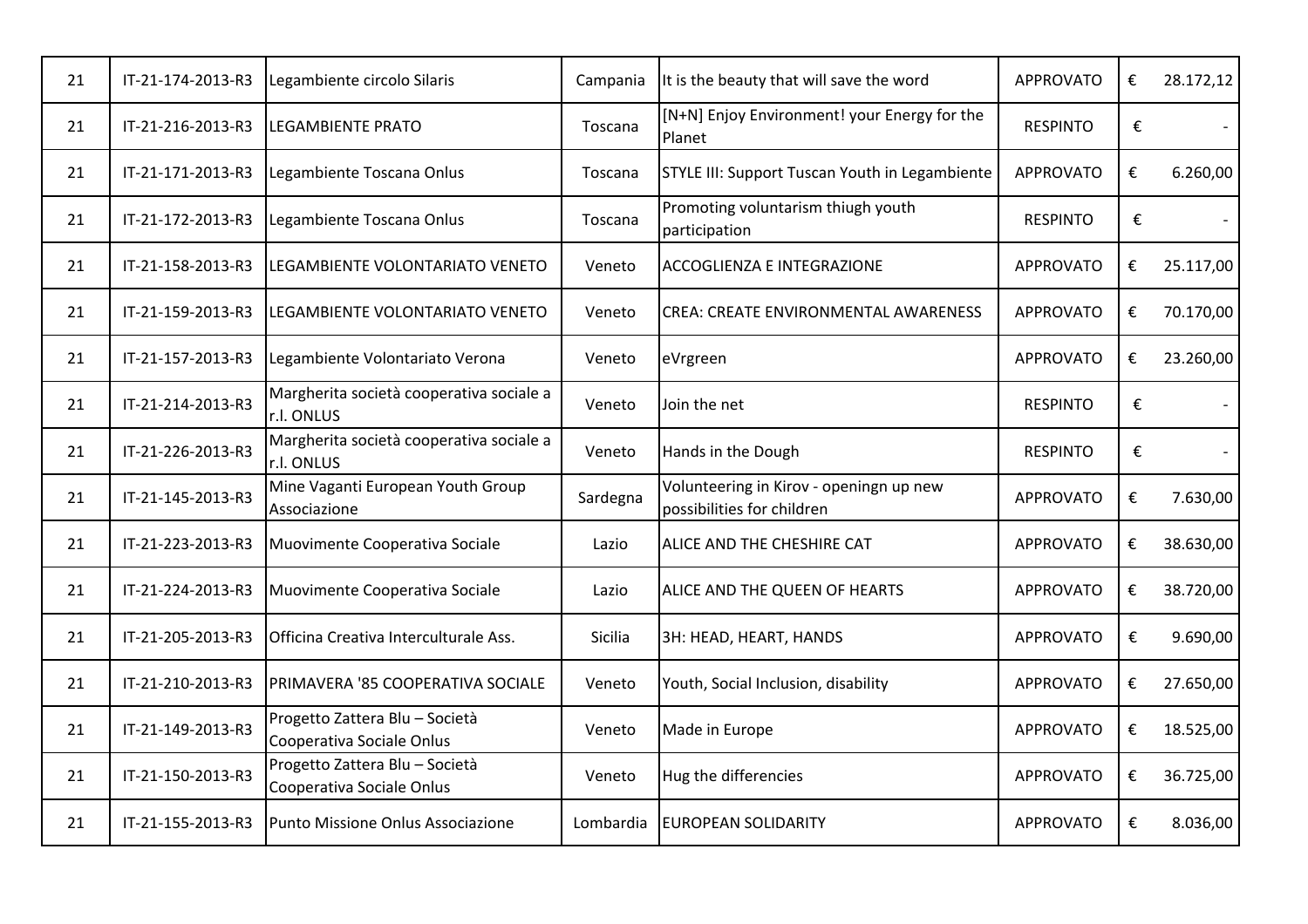| | | | | | | | |
|---|---|---|---|---|---|---|---|
| 21 | IT-21-174-2013-R3 | Legambiente circolo Silaris | Campania | It is the beauty that will save the word | APPROVATO | € | 28.172,12 |
| 21 | IT-21-216-2013-R3 | LEGAMBIENTE PRATO | Toscana | [N+N] Enjoy Environment! your Energy for the Planet | RESPINTO | € | - |
| 21 | IT-21-171-2013-R3 | Legambiente Toscana Onlus | Toscana | STYLE III: Support Tuscan Youth in Legambiente | APPROVATO | € | 6.260,00 |
| 21 | IT-21-172-2013-R3 | Legambiente Toscana Onlus | Toscana | Promoting voluntarism thiugh youth participation | RESPINTO | € | - |
| 21 | IT-21-158-2013-R3 | LEGAMBIENTE VOLONTARIATO VENETO | Veneto | ACCOGLIENZA E INTEGRAZIONE | APPROVATO | € | 25.117,00 |
| 21 | IT-21-159-2013-R3 | LEGAMBIENTE VOLONTARIATO VENETO | Veneto | CREA: CREATE ENVIRONMENTAL AWARENESS | APPROVATO | € | 70.170,00 |
| 21 | IT-21-157-2013-R3 | Legambiente Volontariato Verona | Veneto | eVrgreen | APPROVATO | € | 23.260,00 |
| 21 | IT-21-214-2013-R3 | Margherita società cooperativa sociale a r.l. ONLUS | Veneto | Join the net | RESPINTO | € | - |
| 21 | IT-21-226-2013-R3 | Margherita società cooperativa sociale a r.l. ONLUS | Veneto | Hands in the Dough | RESPINTO | € | - |
| 21 | IT-21-145-2013-R3 | Mine Vaganti European Youth Group Associazione | Sardegna | Volunteering in Kirov - openingn up new possibilities for children | APPROVATO | € | 7.630,00 |
| 21 | IT-21-223-2013-R3 | Muovimente Cooperativa Sociale | Lazio | ALICE AND THE CHESHIRE CAT | APPROVATO | € | 38.630,00 |
| 21 | IT-21-224-2013-R3 | Muovimente Cooperativa Sociale | Lazio | ALICE AND THE QUEEN OF HEARTS | APPROVATO | € | 38.720,00 |
| 21 | IT-21-205-2013-R3 | Officina Creativa Interculturale Ass. | Sicilia | 3H: HEAD, HEART, HANDS | APPROVATO | € | 9.690,00 |
| 21 | IT-21-210-2013-R3 | PRIMAVERA '85 COOPERATIVA SOCIALE | Veneto | Youth, Social Inclusion, disability | APPROVATO | € | 27.650,00 |
| 21 | IT-21-149-2013-R3 | Progetto Zattera Blu – Società Cooperativa Sociale Onlus | Veneto | Made in Europe | APPROVATO | € | 18.525,00 |
| 21 | IT-21-150-2013-R3 | Progetto Zattera Blu – Società Cooperativa Sociale Onlus | Veneto | Hug the differencies | APPROVATO | € | 36.725,00 |
| 21 | IT-21-155-2013-R3 | Punto Missione Onlus Associazione | Lombardia | EUROPEAN SOLIDARITY | APPROVATO | € | 8.036,00 |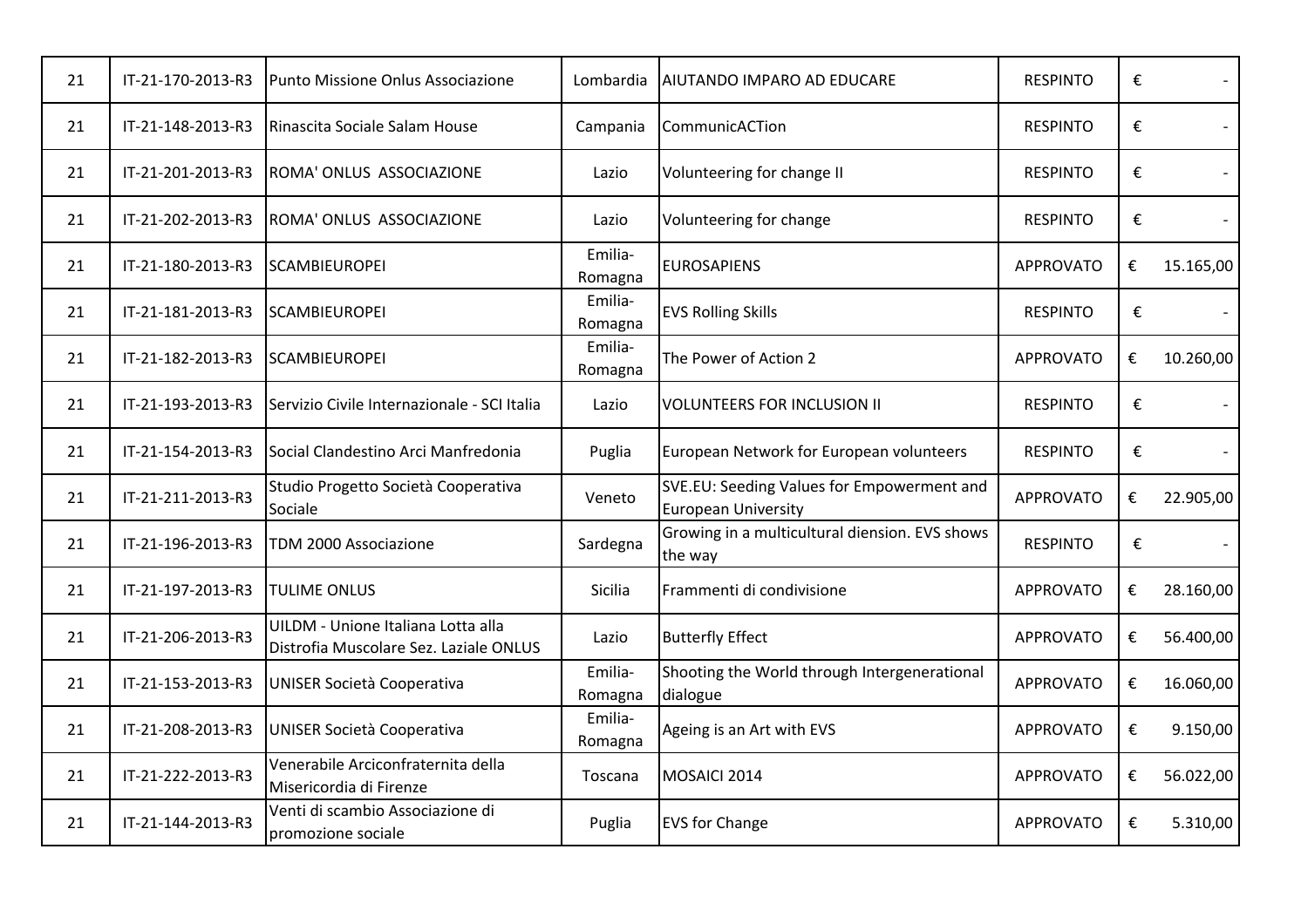| | | | | | | | |
|---|---|---|---|---|---|---|---|
| 21 | IT-21-170-2013-R3 | Punto Missione Onlus Associazione | Lombardia | AIUTANDO IMPARO AD EDUCARE | RESPINTO | € | - |
| 21 | IT-21-148-2013-R3 | Rinascita Sociale Salam House | Campania | CommunicACTion | RESPINTO | € | - |
| 21 | IT-21-201-2013-R3 | ROMA' ONLUS ASSOCIAZIONE | Lazio | Volunteering for change II | RESPINTO | € | - |
| 21 | IT-21-202-2013-R3 | ROMA' ONLUS ASSOCIAZIONE | Lazio | Volunteering for change | RESPINTO | € | - |
| 21 | IT-21-180-2013-R3 | SCAMBIEUROPEI | Emilia-Romagna | EUROSAPIENS | APPROVATO | € | 15.165,00 |
| 21 | IT-21-181-2013-R3 | SCAMBIEUROPEI | Emilia-Romagna | EVS Rolling Skills | RESPINTO | € | - |
| 21 | IT-21-182-2013-R3 | SCAMBIEUROPEI | Emilia-Romagna | The Power of Action 2 | APPROVATO | € | 10.260,00 |
| 21 | IT-21-193-2013-R3 | Servizio Civile Internazionale - SCI Italia | Lazio | VOLUNTEERS FOR INCLUSION II | RESPINTO | € | - |
| 21 | IT-21-154-2013-R3 | Social Clandestino Arci Manfredonia | Puglia | European Network for European volunteers | RESPINTO | € | - |
| 21 | IT-21-211-2013-R3 | Studio Progetto Società Cooperativa Sociale | Veneto | SVE.EU: Seeding Values for Empowerment and European University | APPROVATO | € | 22.905,00 |
| 21 | IT-21-196-2013-R3 | TDM 2000 Associazione | Sardegna | Growing in a multicultural diension. EVS shows the way | RESPINTO | € | - |
| 21 | IT-21-197-2013-R3 | TULIME ONLUS | Sicilia | Frammenti di condivisione | APPROVATO | € | 28.160,00 |
| 21 | IT-21-206-2013-R3 | UILDM - Unione Italiana Lotta alla Distrofia Muscolare Sez. Laziale ONLUS | Lazio | Butterfly Effect | APPROVATO | € | 56.400,00 |
| 21 | IT-21-153-2013-R3 | UNISER Società Cooperativa | Emilia-Romagna | Shooting the World through Intergenerational dialogue | APPROVATO | € | 16.060,00 |
| 21 | IT-21-208-2013-R3 | UNISER Società Cooperativa | Emilia-Romagna | Ageing is an Art with EVS | APPROVATO | € | 9.150,00 |
| 21 | IT-21-222-2013-R3 | Venerabile Arciconfraternita della Misericordia di Firenze | Toscana | MOSAICI 2014 | APPROVATO | € | 56.022,00 |
| 21 | IT-21-144-2013-R3 | Venti di scambio Associazione di promozione sociale | Puglia | EVS for Change | APPROVATO | € | 5.310,00 |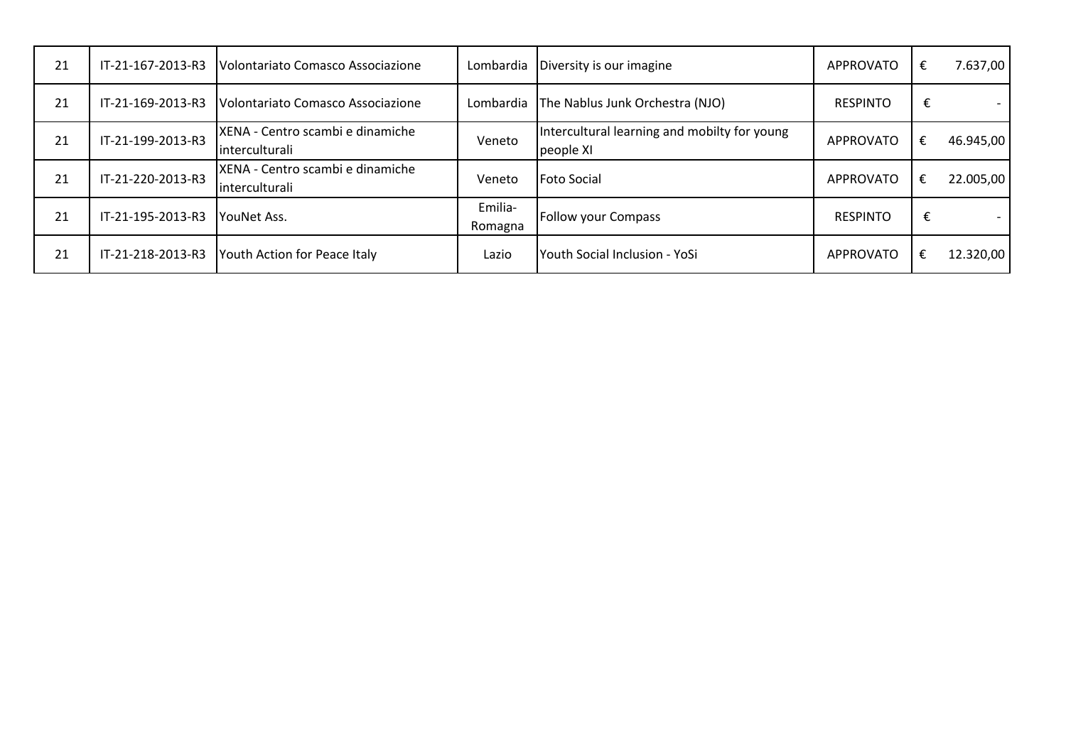| | | | | | | | |
|---|---|---|---|---|---|---|---|
| 21 | IT-21-167-2013-R3 | Volontariato Comasco Associazione | Lombardia | Diversity is our imagine | APPROVATO | € | 7.637,00 |
| 21 | IT-21-169-2013-R3 | Volontariato Comasco Associazione | Lombardia | The Nablus Junk Orchestra (NJO) | RESPINTO | € | - |
| 21 | IT-21-199-2013-R3 | XENA - Centro scambi e dinamiche interculturali | Veneto | Intercultural learning and mobilty for young people XI | APPROVATO | € | 46.945,00 |
| 21 | IT-21-220-2013-R3 | XENA - Centro scambi e dinamiche interculturali | Veneto | Foto Social | APPROVATO | € | 22.005,00 |
| 21 | IT-21-195-2013-R3 | YouNet Ass. | Emilia-Romagna | Follow your Compass | RESPINTO | € | - |
| 21 | IT-21-218-2013-R3 | Youth Action for Peace Italy | Lazio | Youth Social Inclusion - YoSi | APPROVATO | € | 12.320,00 |